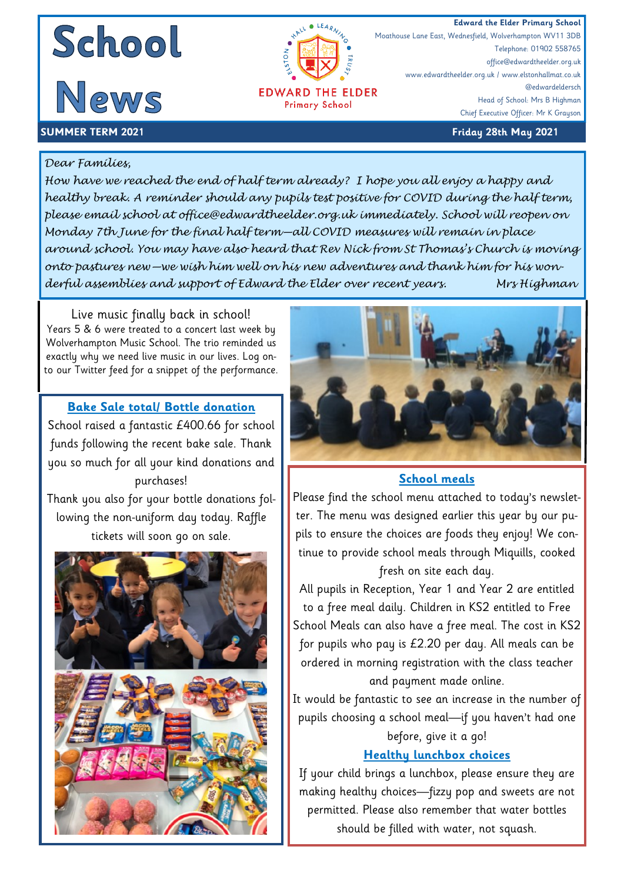# School News

**EDWARD THE ELDER Primary School**

**Edward the Elder Primary School**
Moathouse Lane East, Wednesfield, Wolverhampton WV11 3DB
Telephone: 01902 558765
office@edwardtheelder.org.uk
www.edwardtheelder.org.uk / www.elstonhallmat.co.uk
@edwardeldersch
Head of School: Mrs B Highman
Chief Executive Officer: Mr K Grayson

**SUMMER TERM 2021** — **Friday 28th May 2021**

*Dear Families,*

*How have we reached the end of half term already? I hope you all enjoy a happy and healthy break. A reminder should any pupils test positive for COVID during the half term, please email school at office@edwardtheelder.org.uk immediately. School will reopen on Monday 7th June for the final half term—all COVID measures will remain in place around school. You may have also heard that Rev Nick from St Thomas's Church is moving onto pastures new—we wish him well on his new adventures and thank him for his wonderful assemblies and support of Edward the Elder over recent years.* *Mrs Highman*

## Live music finally back in school!

Years 5 & 6 were treated to a concert last week by Wolverhampton Music School. The trio reminded us exactly why we need live music in our lives. Log onto our Twitter feed for a snippet of the performance.

## Bake Sale total/ Bottle donation

School raised a fantastic £400.66 for school funds following the recent bake sale. Thank you so much for all your kind donations and purchases!

Thank you also for your bottle donations following the non-uniform day today. Raffle tickets will soon go on sale.

## School meals

Please find the school menu attached to today's newsletter. The menu was designed earlier this year by our pupils to ensure the choices are foods they enjoy! We continue to provide school meals through Miquills, cooked fresh on site each day.

All pupils in Reception, Year 1 and Year 2 are entitled to a free meal daily. Children in KS2 entitled to Free School Meals can also have a free meal. The cost in KS2 for pupils who pay is £2.20 per day. All meals can be ordered in morning registration with the class teacher and payment made online.

It would be fantastic to see an increase in the number of pupils choosing a school meal—if you haven't had one before, give it a go!

## Healthy lunchbox choices

If your child brings a lunchbox, please ensure they are making healthy choices—fizzy pop and sweets are not permitted. Please also remember that water bottles should be filled with water, not squash.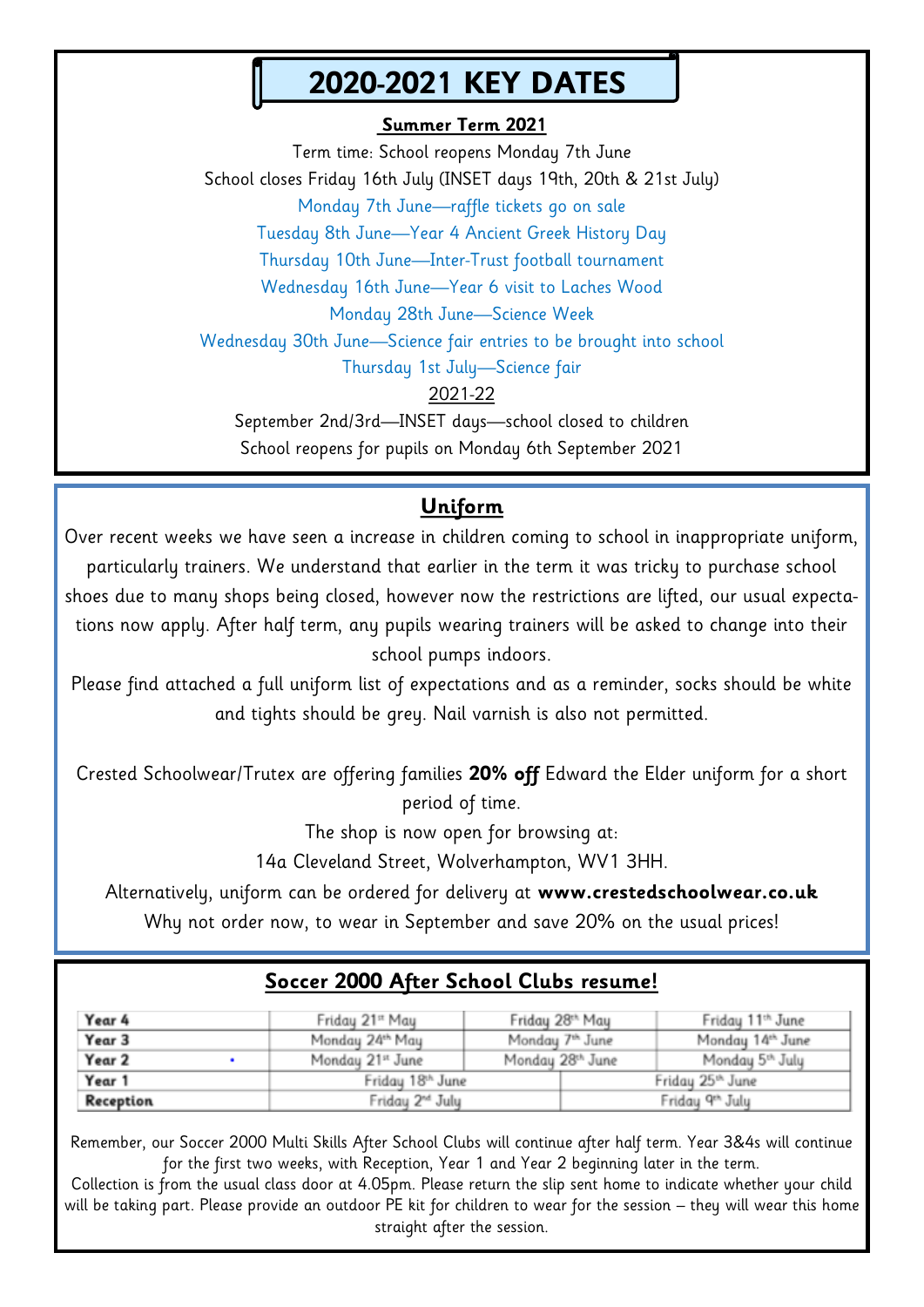# 2020-2021 KEY DATES

**Summer Term 2021**

Term time: School reopens Monday 7th June

School closes Friday 16th July (INSET days 19th, 20th & 21st July)

Monday 7th June—raffle tickets go on sale

Tuesday 8th June—Year 4 Ancient Greek History Day

Thursday 10th June—Inter-Trust football tournament

Wednesday 16th June—Year 6 visit to Laches Wood

Monday 28th June—Science Week

Wednesday 30th June—Science fair entries to be brought into school

Thursday 1st July—Science fair

2021-22

September 2nd/3rd—INSET days—school closed to children

School reopens for pupils on Monday 6th September 2021

## Uniform

Over recent weeks we have seen a increase in children coming to school in inappropriate uniform, particularly trainers. We understand that earlier in the term it was tricky to purchase school shoes due to many shops being closed, however now the restrictions are lifted, our usual expectations now apply. After half term, any pupils wearing trainers will be asked to change into their school pumps indoors.

Please find attached a full uniform list of expectations and as a reminder, socks should be white and tights should be grey. Nail varnish is also not permitted.

Crested Schoolwear/Trutex are offering families **20% off** Edward the Elder uniform for a short period of time.

The shop is now open for browsing at:

14a Cleveland Street, Wolverhampton, WV1 3HH.

Alternatively, uniform can be ordered for delivery at **www.crestedschoolwear.co.uk**

Why not order now, to wear in September and save 20% on the usual prices!

## Soccer 2000 After School Clubs resume!

| | | | |
|---|---|---|---|
| **Year 4** | Friday 21st May | Friday 28th May | Friday 11th June |
| **Year 3** | Monday 24th May | Monday 7th June | Monday 14th June |
| **Year 2** | Monday 21st June | Monday 28th June | Monday 5th July |
| **Year 1** | Friday 18th June | | Friday 25th June |
| **Reception** | Friday 2nd July | | Friday 9th July |

Remember, our Soccer 2000 Multi Skills After School Clubs will continue after half term. Year 3&4s will continue for the first two weeks, with Reception, Year 1 and Year 2 beginning later in the term.

Collection is from the usual class door at 4.05pm. Please return the slip sent home to indicate whether your child will be taking part. Please provide an outdoor PE kit for children to wear for the session – they will wear this home straight after the session.